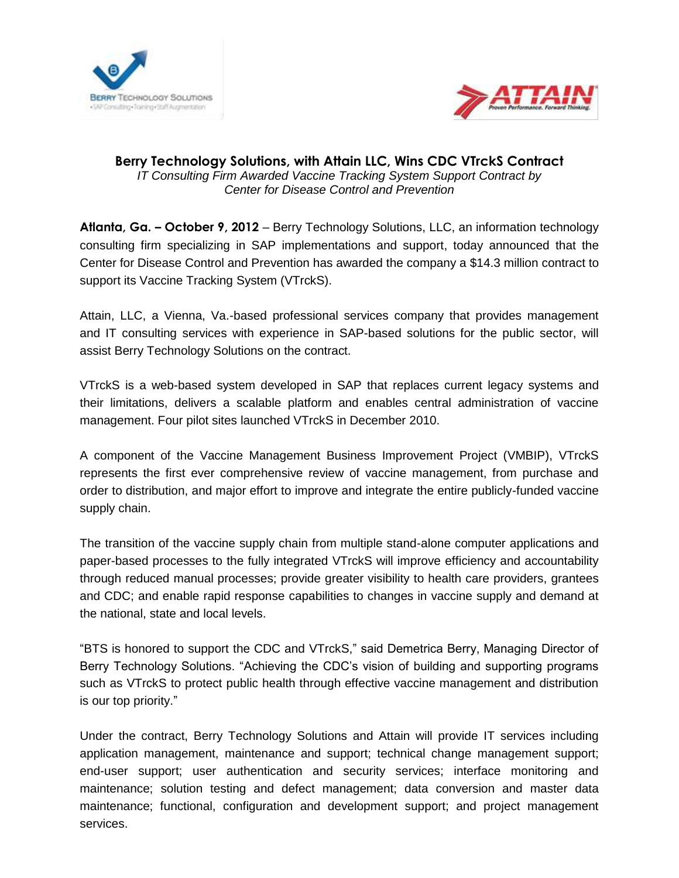# Berry Technology Solutions, with Attain LLC, Wins CDC VTrckS Contract

*IT Consulting Firm Awarded Vaccine Tracking System Support Contract by Center for Disease Control and Prevention*

**Atlanta, Ga. – October 9, 2012** – Berry Technology Solutions, LLC, an information technology consulting firm specializing in SAP implementations and support, today announced that the Center for Disease Control and Prevention has awarded the company a $14.3 million contract to support its Vaccine Tracking System (VTrckS).

Attain, LLC, a Vienna, Va.-based professional services company that provides management and IT consulting services with experience in SAP-based solutions for the public sector, will assist Berry Technology Solutions on the contract.

VTrckS is a web-based system developed in SAP that replaces current legacy systems and their limitations, delivers a scalable platform and enables central administration of vaccine management. Four pilot sites launched VTrckS in December 2010.

A component of the Vaccine Management Business Improvement Project (VMBIP), VTrckS represents the first ever comprehensive review of vaccine management, from purchase and order to distribution, and major effort to improve and integrate the entire publicly-funded vaccine supply chain.

The transition of the vaccine supply chain from multiple stand-alone computer applications and paper-based processes to the fully integrated VTrckS will improve efficiency and accountability through reduced manual processes; provide greater visibility to health care providers, grantees and CDC; and enable rapid response capabilities to changes in vaccine supply and demand at the national, state and local levels.

"BTS is honored to support the CDC and VTrckS," said Demetrica Berry, Managing Director of Berry Technology Solutions. "Achieving the CDC's vision of building and supporting programs such as VTrckS to protect public health through effective vaccine management and distribution is our top priority."

Under the contract, Berry Technology Solutions and Attain will provide IT services including application management, maintenance and support; technical change management support; end-user support; user authentication and security services; interface monitoring and maintenance; solution testing and defect management; data conversion and master data maintenance; functional, configuration and development support; and project management services.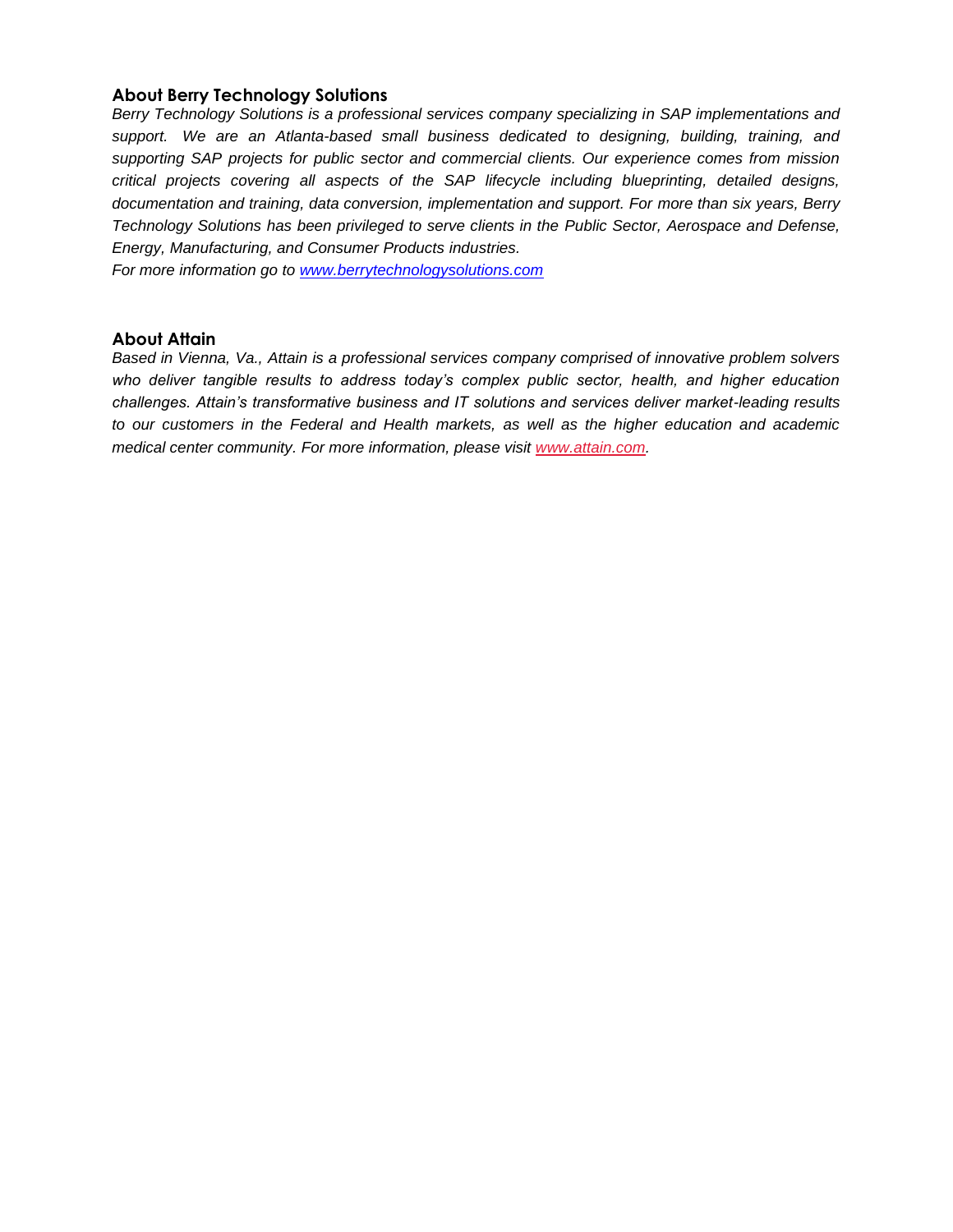## About Berry Technology Solutions

*Berry Technology Solutions is a professional services company specializing in SAP implementations and support. We are an Atlanta-based small business dedicated to designing, building, training, and supporting SAP projects for public sector and commercial clients. Our experience comes from mission critical projects covering all aspects of the SAP lifecycle including blueprinting, detailed designs, documentation and training, data conversion, implementation and support. For more than six years, Berry Technology Solutions has been privileged to serve clients in the Public Sector, Aerospace and Defense, Energy, Manufacturing, and Consumer Products industries.*

*For more information go to www.berrytechnologysolutions.com*

## About Attain

*Based in Vienna, Va., Attain is a professional services company comprised of innovative problem solvers who deliver tangible results to address today's complex public sector, health, and higher education challenges. Attain's transformative business and IT solutions and services deliver market-leading results to our customers in the Federal and Health markets, as well as the higher education and academic medical center community. For more information, please visit www.attain.com.*